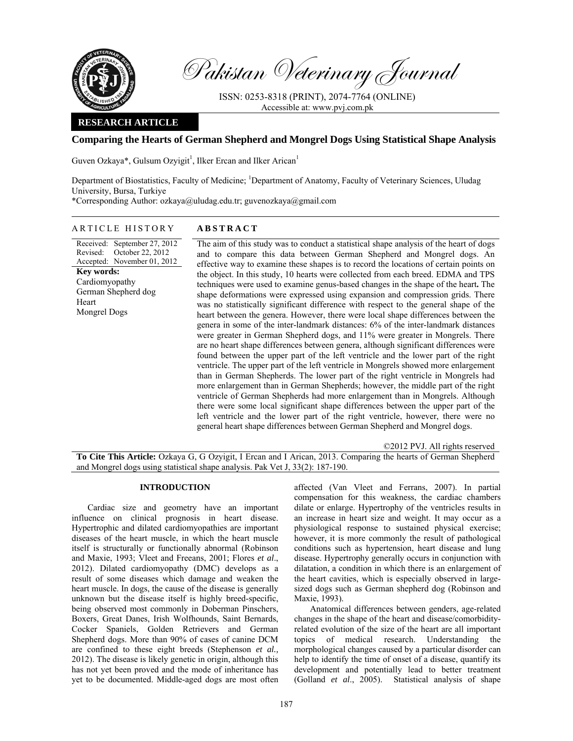Pakistan Veterinary Journal

ISSN: 0253-8318 (PRINT), 2074-7764 (ONLINE)
Accessible at: www.pvj.com.pk

**RESEARCH ARTICLE**

# Comparing the Hearts of German Shepherd and Mongrel Dogs Using Statistical Shape Analysis

Guven Ozkaya*, Gulsum Ozyigit[1], Ilker Ercan and Ilker Arican[1]

Department of Biostatistics, Faculty of Medicine; [1]Department of Anatomy, Faculty of Veterinary Sciences, Uludag University, Bursa, Turkiye

*Corresponding Author: ozkaya@uludag.edu.tr; guvenozkaya@gmail.com

## ARTICLE HISTORY

Received: September 27, 2012
Revised: October 22, 2012
Accepted: November 01, 2012

**Key words:**
Cardiomyopathy
German Shepherd dog
Heart
Mongrel Dogs

## ABSTRACT

The aim of this study was to conduct a statistical shape analysis of the heart of dogs and to compare this data between German Shepherd and Mongrel dogs. An effective way to examine these shapes is to record the locations of certain points on the object. In this study, 10 hearts were collected from each breed. EDMA and TPS techniques were used to examine genus-based changes in the shape of the heart**.** The shape deformations were expressed using expansion and compression grids. There was no statistically significant difference with respect to the general shape of the heart between the genera. However, there were local shape differences between the genera in some of the inter-landmark distances: 6% of the inter-landmark distances were greater in German Shepherd dogs, and 11% were greater in Mongrels. There are no heart shape differences between genera, although significant differences were found between the upper part of the left ventricle and the lower part of the right ventricle. The upper part of the left ventricle in Mongrels showed more enlargement than in German Shepherds. The lower part of the right ventricle in Mongrels had more enlargement than in German Shepherds; however, the middle part of the right ventricle of German Shepherds had more enlargement than in Mongrels. Although there were some local significant shape differences between the upper part of the left ventricle and the lower part of the right ventricle, however, there were no general heart shape differences between German Shepherd and Mongrel dogs.

©2012 PVJ. All rights reserved

**To Cite This Article:** Ozkaya G, G Ozyigit, I Ercan and I Arican, 2013. Comparing the hearts of German Shepherd and Mongrel dogs using statistical shape analysis. Pak Vet J, 33(2): 187-190.

## INTRODUCTION

Cardiac size and geometry have an important influence on clinical prognosis in heart disease. Hypertrophic and dilated cardiomyopathies are important diseases of the heart muscle, in which the heart muscle itself is structurally or functionally abnormal (Robinson and Maxie, 1993; Vleet and Freeans, 2001; Flores *et al*., 2012). Dilated cardiomyopathy (DMC) develops as a result of some diseases which damage and weaken the heart muscle. In dogs, the cause of the disease is generally unknown but the disease itself is highly breed-specific, being observed most commonly in Doberman Pinschers, Boxers, Great Danes, Irish Wolfhounds, Saint Bernards, Cocker Spaniels, Golden Retrievers and German Shepherd dogs. More than 90% of cases of canine DCM are confined to these eight breeds (Stephenson *et al.,* 2012). The disease is likely genetic in origin, although this has not yet been proved and the mode of inheritance has yet to be documented. Middle-aged dogs are most often affected (Van Vleet and Ferrans, 2007). In partial compensation for this weakness, the cardiac chambers dilate or enlarge. Hypertrophy of the ventricles results in an increase in heart size and weight. It may occur as a physiological response to sustained physical exercise; however, it is more commonly the result of pathological conditions such as hypertension, heart disease and lung disease. Hypertrophy generally occurs in conjunction with dilatation, a condition in which there is an enlargement of the heart cavities, which is especially observed in large-sized dogs such as German shepherd dog (Robinson and Maxie, 1993).

Anatomical differences between genders, age-related changes in the shape of the heart and disease/comorbidity-related evolution of the size of the heart are all important topics of medical research. Understanding the morphological changes caused by a particular disorder can help to identify the time of onset of a disease, quantify its development and potentially lead to better treatment (Golland *et al*., 2005). Statistical analysis of shape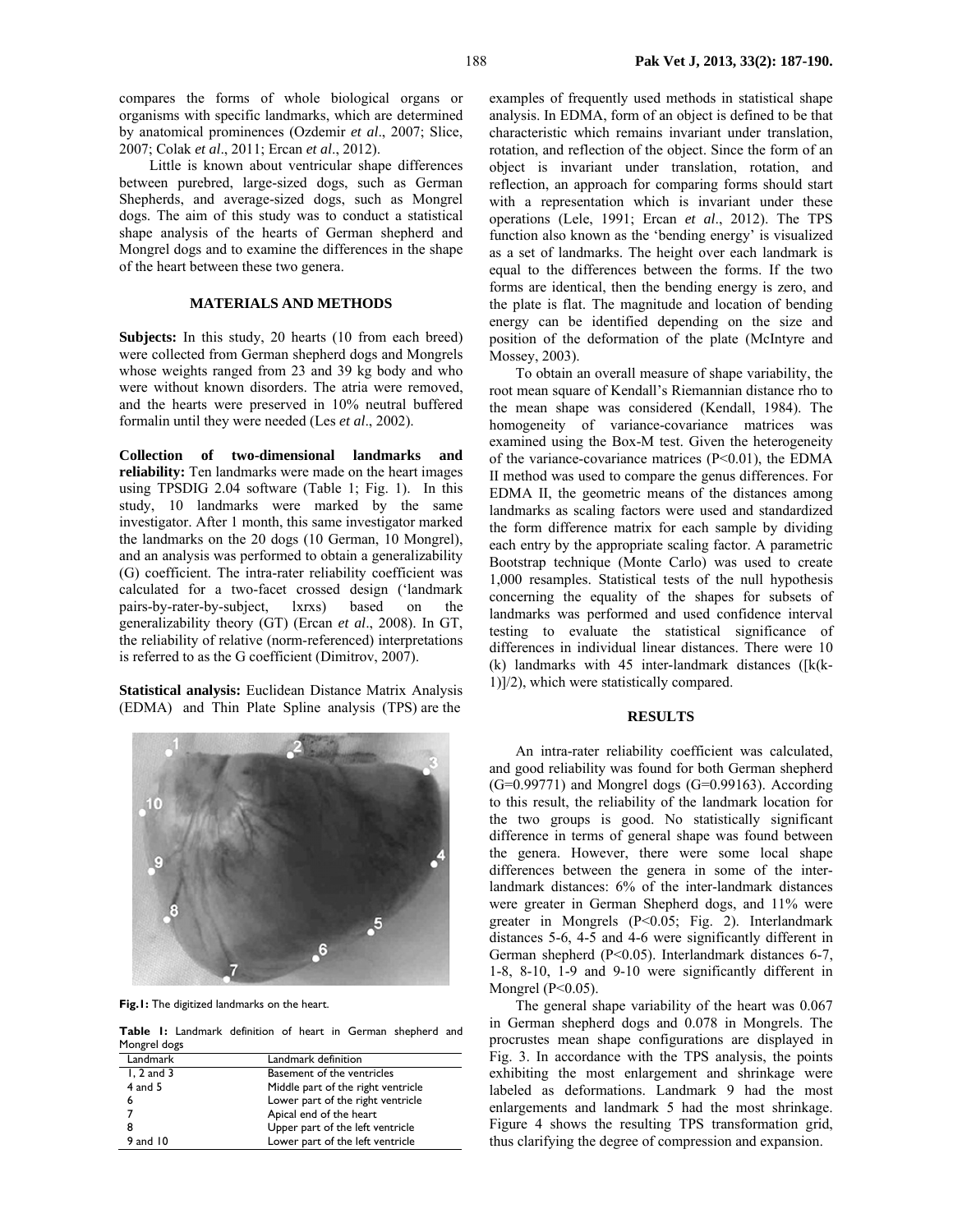compares the forms of whole biological organs or organisms with specific landmarks, which are determined by anatomical prominences (Ozdemir *et al*., 2007; Slice, 2007; Colak *et al*., 2011; Ercan *et al*., 2012).

Little is known about ventricular shape differences between purebred, large-sized dogs, such as German Shepherds, and average-sized dogs, such as Mongrel dogs. The aim of this study was to conduct a statistical shape analysis of the hearts of German shepherd and Mongrel dogs and to examine the differences in the shape of the heart between these two genera.

## MATERIALS AND METHODS

**Subjects:** In this study, 20 hearts (10 from each breed) were collected from German shepherd dogs and Mongrels whose weights ranged from 23 and 39 kg body and who were without known disorders. The atria were removed, and the hearts were preserved in 10% neutral buffered formalin until they were needed (Les *et al*., 2002).

**Collection of two-dimensional landmarks and reliability:** Ten landmarks were made on the heart images using TPSDIG 2.04 software (Table 1; Fig. 1). In this study, 10 landmarks were marked by the same investigator. After 1 month, this same investigator marked the landmarks on the 20 dogs (10 German, 10 Mongrel), and an analysis was performed to obtain a generalizability (G) coefficient. The intra-rater reliability coefficient was calculated for a two-facet crossed design ('landmark pairs-by-rater-by-subject, lxrxs) based on the generalizability theory (GT) (Ercan *et al*., 2008). In GT, the reliability of relative (norm-referenced) interpretations is referred to as the G coefficient (Dimitrov, 2007).

**Statistical analysis:** Euclidean Distance Matrix Analysis (EDMA) and Thin Plate Spline analysis (TPS) are the

**Fig.1:** The digitized landmarks on the heart.

**Table 1:** Landmark definition of heart in German shepherd and Mongrel dogs

| Landmark | Landmark definition |
|---|---|
| 1, 2 and 3 | Basement of the ventricles |
| 4 and 5 | Middle part of the right ventricle |
| 6 | Lower part of the right ventricle |
| 7 | Apical end of the heart |
| 8 | Upper part of the left ventricle |
| 9 and 10 | Lower part of the left ventricle |

examples of frequently used methods in statistical shape analysis. In EDMA, form of an object is defined to be that characteristic which remains invariant under translation, rotation, and reflection of the object. Since the form of an object is invariant under translation, rotation, and reflection, an approach for comparing forms should start with a representation which is invariant under these operations (Lele, 1991; Ercan *et al*., 2012). The TPS function also known as the 'bending energy' is visualized as a set of landmarks. The height over each landmark is equal to the differences between the forms. If the two forms are identical, then the bending energy is zero, and the plate is flat. The magnitude and location of bending energy can be identified depending on the size and position of the deformation of the plate (McIntyre and Mossey, 2003).

To obtain an overall measure of shape variability, the root mean square of Kendall's Riemannian distance rho to the mean shape was considered (Kendall, 1984). The homogeneity of variance-covariance matrices was examined using the Box-M test. Given the heterogeneity of the variance-covariance matrices ($P<0.01$), the EDMA II method was used to compare the genus differences. For EDMA II, the geometric means of the distances among landmarks as scaling factors were used and standardized the form difference matrix for each sample by dividing each entry by the appropriate scaling factor. A parametric Bootstrap technique (Monte Carlo) was used to create 1,000 resamples. Statistical tests of the null hypothesis concerning the equality of the shapes for subsets of landmarks was performed and used confidence interval testing to evaluate the statistical significance of differences in individual linear distances. There were 10 (k) landmarks with 45 inter-landmark distances ($[k(k-1)]/2$), which were statistically compared.

## RESULTS

An intra-rater reliability coefficient was calculated, and good reliability was found for both German shepherd (G=0.99771) and Mongrel dogs (G=0.99163). According to this result, the reliability of the landmark location for the two groups is good. No statistically significant difference in terms of general shape was found between the genera. However, there were some local shape differences between the genera in some of the inter-landmark distances: 6% of the inter-landmark distances were greater in German Shepherd dogs, and 11% were greater in Mongrels ($P<0.05$; Fig. 2). Interlandmark distances 5-6, 4-5 and 4-6 were significantly different in German shepherd ($P<0.05$). Interlandmark distances 6-7, 1-8, 8-10, 1-9 and 9-10 were significantly different in Mongrel ($P<0.05$).

The general shape variability of the heart was 0.067 in German shepherd dogs and 0.078 in Mongrels. The procrustes mean shape configurations are displayed in Fig. 3. In accordance with the TPS analysis, the points exhibiting the most enlargement and shrinkage were labeled as deformations. Landmark 9 had the most enlargements and landmark 5 had the most shrinkage. Figure 4 shows the resulting TPS transformation grid, thus clarifying the degree of compression and expansion.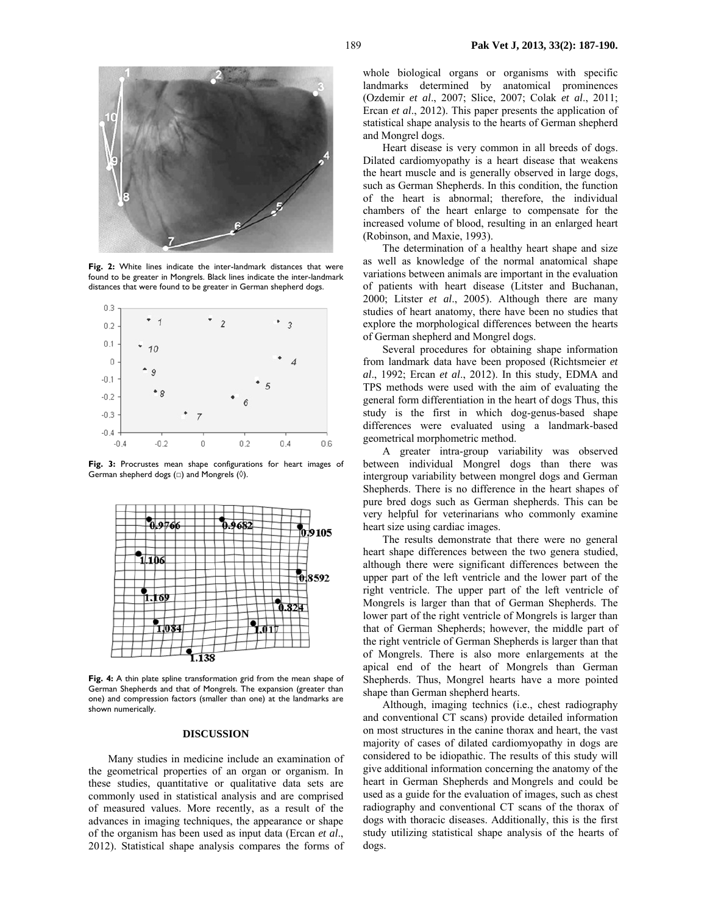Fig. 2: White lines indicate the inter-landmark distances that were found to be greater in Mongrels. Black lines indicate the inter-landmark distances that were found to be greater in German shepherd dogs.

Fig. 3: Procrustes mean shape configurations for heart images of German shepherd dogs (□) and Mongrels (◊).

Fig. 4: A thin plate spline transformation grid from the mean shape of German Shepherds and that of Mongrels. The expansion (greater than one) and compression factors (smaller than one) at the landmarks are shown numerically.

## DISCUSSION

Many studies in medicine include an examination of the geometrical properties of an organ or organism. In these studies, quantitative or qualitative data sets are commonly used in statistical analysis and are comprised of measured values. More recently, as a result of the advances in imaging techniques, the appearance or shape of the organism has been used as input data (Ercan *et al*., 2012). Statistical shape analysis compares the forms of whole biological organs or organisms with specific landmarks determined by anatomical prominences (Ozdemir *et al*., 2007; Slice, 2007; Colak *et al*., 2011; Ercan *et al*., 2012). This paper presents the application of statistical shape analysis to the hearts of German shepherd and Mongrel dogs.

Heart disease is very common in all breeds of dogs. Dilated cardiomyopathy is a heart disease that weakens the heart muscle and is generally observed in large dogs, such as German Shepherds. In this condition, the function of the heart is abnormal; therefore, the individual chambers of the heart enlarge to compensate for the increased volume of blood, resulting in an enlarged heart (Robinson, and Maxie, 1993).

The determination of a healthy heart shape and size as well as knowledge of the normal anatomical shape variations between animals are important in the evaluation of patients with heart disease (Litster and Buchanan, 2000; Litster *et al*., 2005). Although there are many studies of heart anatomy, there have been no studies that explore the morphological differences between the hearts of German shepherd and Mongrel dogs.

Several procedures for obtaining shape information from landmark data have been proposed (Richtsmeier *et al*., 1992; Ercan *et al*., 2012). In this study, EDMA and TPS methods were used with the aim of evaluating the general form differentiation in the heart of dogs Thus, this study is the first in which dog-genus-based shape differences were evaluated using a landmark-based geometrical morphometric method.

A greater intra-group variability was observed between individual Mongrel dogs than there was intergroup variability between mongrel dogs and German Shepherds. There is no difference in the heart shapes of pure bred dogs such as German shepherds. This can be very helpful for veterinarians who commonly examine heart size using cardiac images.

The results demonstrate that there were no general heart shape differences between the two genera studied, although there were significant differences between the upper part of the left ventricle and the lower part of the right ventricle. The upper part of the left ventricle of Mongrels is larger than that of German Shepherds. The lower part of the right ventricle of Mongrels is larger than that of German Shepherds; however, the middle part of the right ventricle of German Shepherds is larger than that of Mongrels. There is also more enlargements at the apical end of the heart of Mongrels than German Shepherds. Thus, Mongrel hearts have a more pointed shape than German shepherd hearts.

Although, imaging technics (i.e., chest radiography and conventional CT scans) provide detailed information on most structures in the canine thorax and heart, the vast majority of cases of dilated cardiomyopathy in dogs are considered to be idiopathic. The results of this study will give additional information concerning the anatomy of the heart in German Shepherds and Mongrels and could be used as a guide for the evaluation of images, such as chest radiography and conventional CT scans of the thorax of dogs with thoracic diseases. Additionally, this is the first study utilizing statistical shape analysis of the hearts of dogs.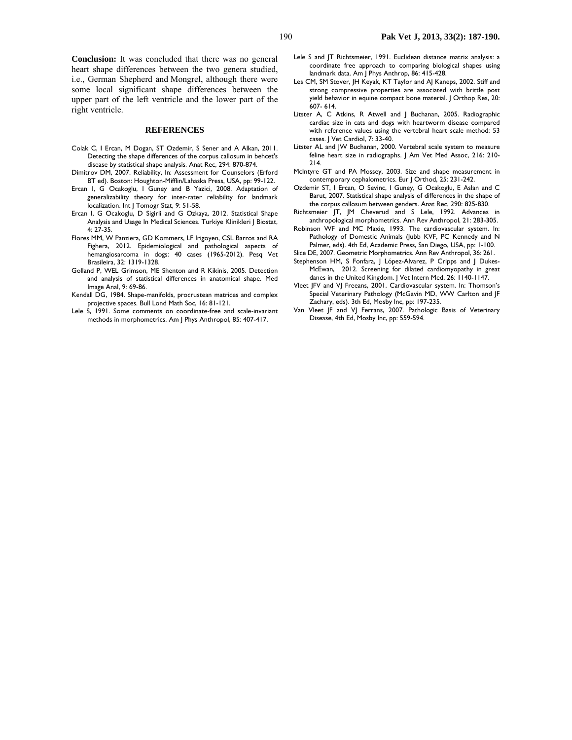**Conclusion:** It was concluded that there was no general heart shape differences between the two genera studied, i.e., German Shepherd and Mongrel, although there were some local significant shape differences between the upper part of the left ventricle and the lower part of the right ventricle.

## REFERENCES

Colak C, I Ercan, M Dogan, ST Ozdemir, S Sener and A Alkan, 2011. Detecting the shape differences of the corpus callosum in behcet's disease by statistical shape analysis. Anat Rec, 294: 870-874.

Dimitrov DM, 2007. Reliability, In: Assessment for Counselors (Erford BT ed). Boston: Houghton-Mifflin/Lahaska Press, USA, pp: 99-122.

Ercan I, G Ocakoglu, I Guney and B Yazici, 2008. Adaptation of generalizability theory for inter-rater reliability for landmark localization. Int J Tomogr Stat, 9: 51-58.

Ercan I, G Ocakoglu, D Sigirli and G Ozkaya, 2012. Statistical Shape Analysis and Usage In Medical Sciences. Turkiye Klinikleri J Biostat, 4: 27-35.

Flores MM, W Panziera, GD Kommers, LF Irigoyen, CSL Barros and RA Fighera, 2012. Epidemiological and pathological aspects of hemangiosarcoma in dogs: 40 cases (1965-2012). Pesq Vet Brasileira, 32: 1319-1328.

Golland P, WEL Grimson, ME Shenton and R Kikinis, 2005. Detection and analysis of statistical differences in anatomical shape. Med Image Anal, 9: 69-86.

Kendall DG, 1984. Shape-manifolds, procrustean matrices and complex projective spaces. Bull Lond Math Soc, 16: 81-121.

Lele S, 1991. Some comments on coordinate-free and scale-invariant methods in morphometrics. Am J Phys Anthropol, 85: 407-417.

Lele S and JT Richtsmeier, 1991. Euclidean distance matrix analysis: a coordinate free approach to comparing biological shapes using landmark data. Am J Phys Anthrop, 86: 415-428.

Les CM, SM Stover, JH Keyak, KT Taylor and AJ Kaneps, 2002. Stiff and strong compressive properties are associated with brittle post yield behavior in equine compact bone material. J Orthop Res, 20: 607- 614.

Litster A, C Atkins, R Atwell and J Buchanan, 2005. Radiographic cardiac size in cats and dogs with heartworm disease compared with reference values using the vertebral heart scale method: 53 cases. J Vet Cardiol, 7: 33-40.

Litster AL and JW Buchanan, 2000. Vertebral scale system to measure feline heart size in radiographs. J Am Vet Med Assoc, 216: 210-214.

McIntyre GT and PA Mossey, 2003. Size and shape measurement in contemporary cephalometrics. Eur J Orthod, 25: 231-242.

Ozdemir ST, I Ercan, O Sevinc, I Guney, G Ocakoglu, E Aslan and C Barut, 2007. Statistical shape analysis of differences in the shape of the corpus callosum between genders. Anat Rec, 290: 825-830.

Richtsmeier JT, JM Cheverud and S Lele, 1992. Advances in anthropological morphometrics. Ann Rev Anthropol, 21: 283-305.

Robinson WF and MC Maxie, 1993. The cardiovascular system. In: Pathology of Domestic Animals (Jubb KVF, PC Kennedy and N Palmer, eds). 4th Ed, Academic Press, San Diego, USA, pp: 1-100.

Slice DE, 2007. Geometric Morphometrics. Ann Rev Anthropol, 36: 261.

Stephenson HM, S Fonfara, J López-Alvarez, P Cripps and J Dukes-McEwan, 2012. Screening for dilated cardiomyopathy in great danes in the United Kingdom. J Vet Intern Med, 26: 1140-1147.

Vleet JFV and VJ Freeans, 2001. Cardiovascular system. In: Thomson's Special Veterinary Pathology (McGavin MD, WW Carlton and JF Zachary, eds). 3th Ed, Mosby Inc, pp: 197-235.

Van Vleet JF and VJ Ferrans, 2007. Pathologic Basis of Veterinary Disease, 4th Ed, Mosby Inc, pp: 559-594.